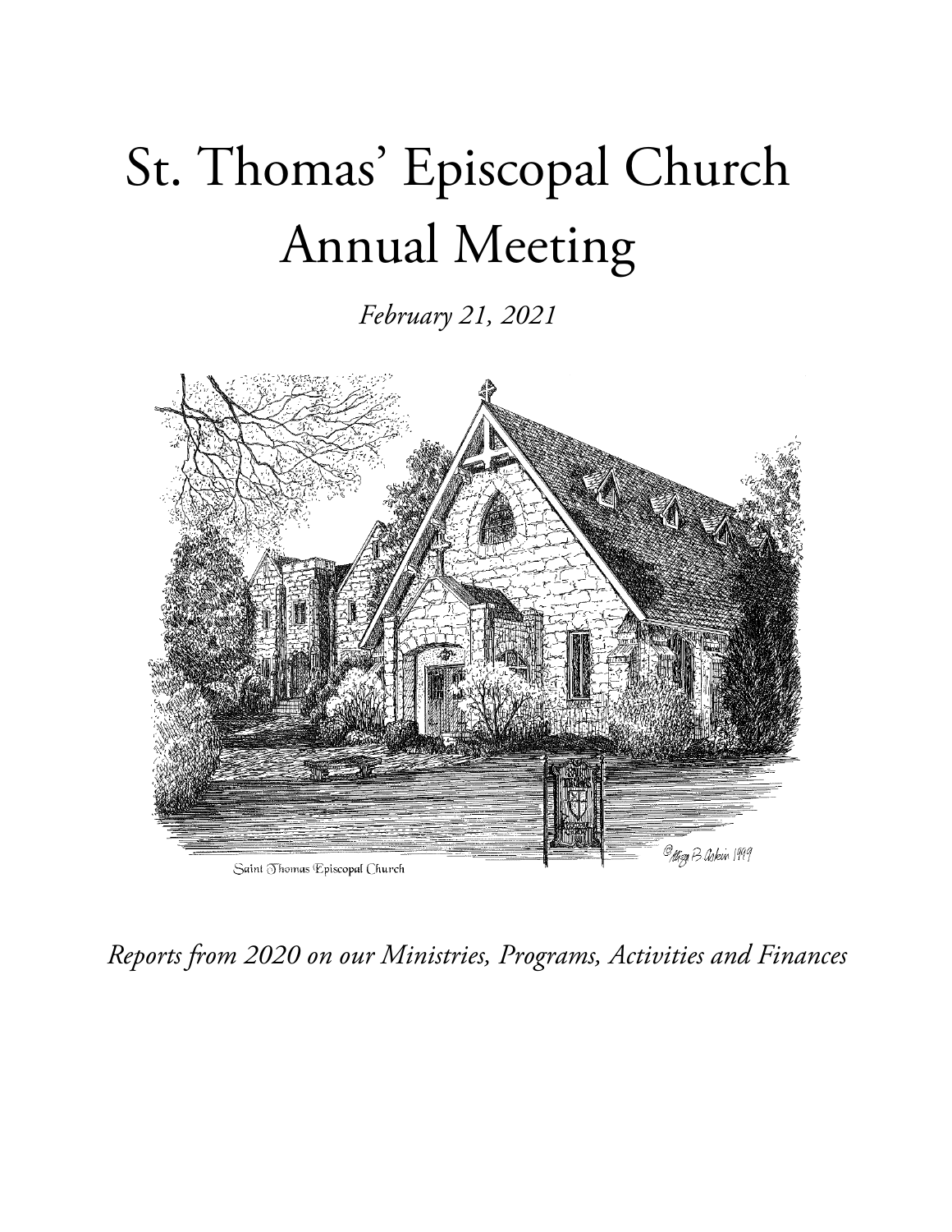# St. Thomas' Episcopal Church Annual Meeting

*February 21, 2021*

*Reports from 2020 on our Ministries, Programs, Activities and Finances*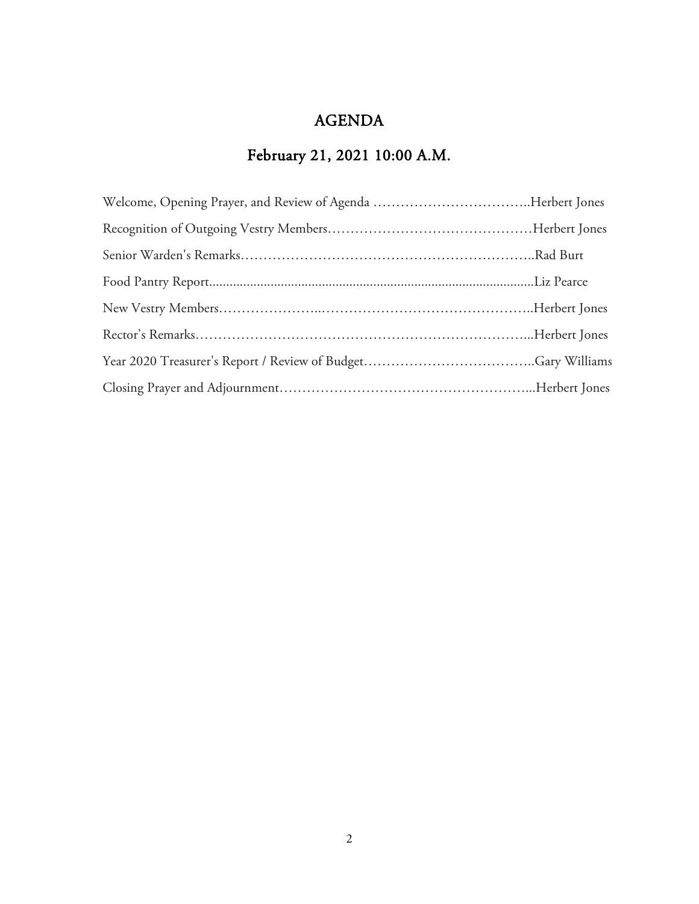# AGENDA

## February 21, 2021 10:00 A.M.

Welcome, Opening Prayer, and Review of Agenda ……………………………..Herbert Jones

Recognition of Outgoing Vestry Members………………………………………Herbert Jones

Senior Warden's Remarks………………………………………………………..Rad Burt

Food Pantry Report..............................................................................................Liz Pearce

New Vestry Members…………………..………………………………………..Herbert Jones

Rector's Remarks………………………………………………………………...Herbert Jones

Year 2020 Treasurer's Report / Review of Budget………………………………..Gary Williams

Closing Prayer and Adjournment………………………………………………...Herbert Jones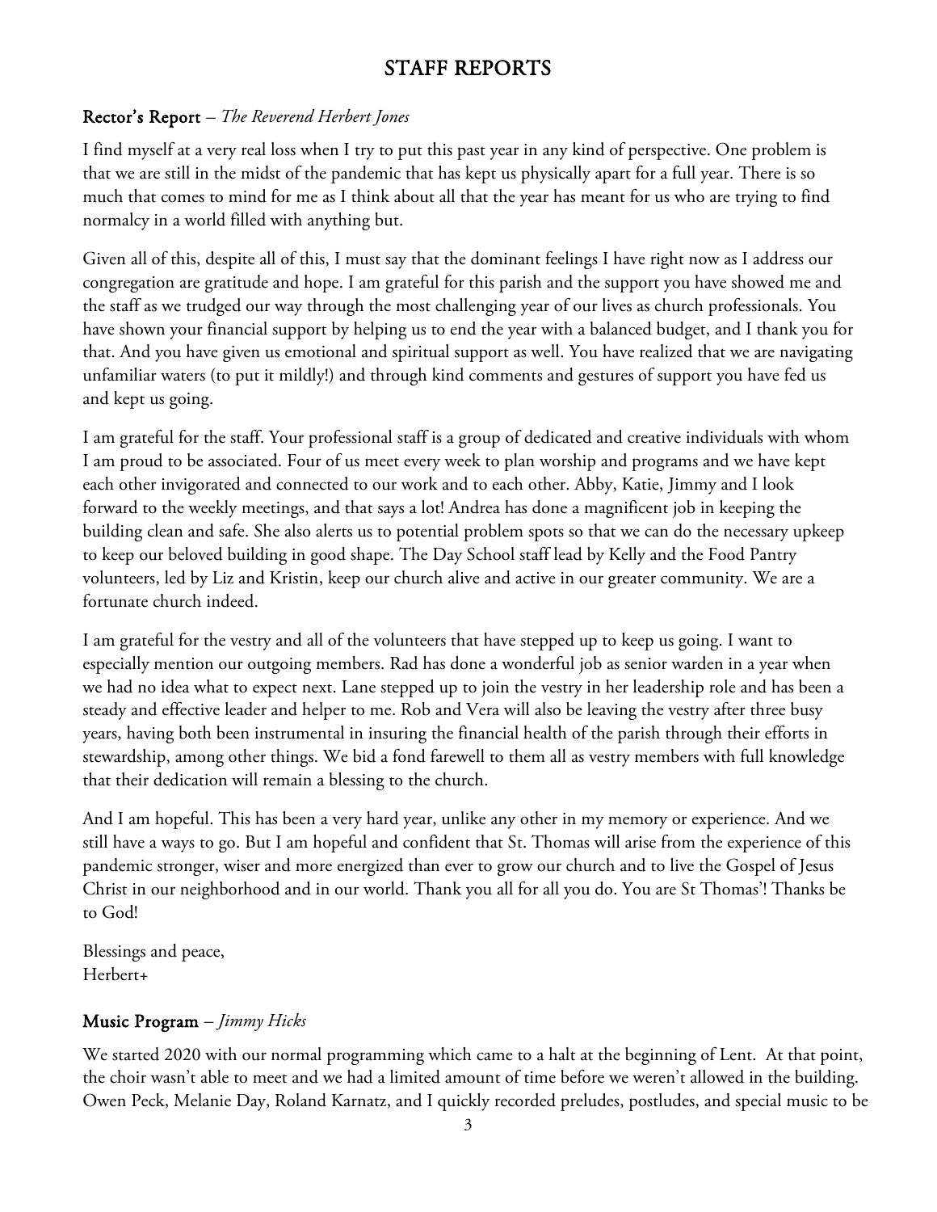# STAFF REPORTS

## Rector's Report – *The Reverend Herbert Jones*

I find myself at a very real loss when I try to put this past year in any kind of perspective. One problem is that we are still in the midst of the pandemic that has kept us physically apart for a full year. There is so much that comes to mind for me as I think about all that the year has meant for us who are trying to find normalcy in a world filled with anything but.

Given all of this, despite all of this, I must say that the dominant feelings I have right now as I address our congregation are gratitude and hope. I am grateful for this parish and the support you have showed me and the staff as we trudged our way through the most challenging year of our lives as church professionals. You have shown your financial support by helping us to end the year with a balanced budget, and I thank you for that. And you have given us emotional and spiritual support as well. You have realized that we are navigating unfamiliar waters (to put it mildly!) and through kind comments and gestures of support you have fed us and kept us going.

I am grateful for the staff. Your professional staff is a group of dedicated and creative individuals with whom I am proud to be associated. Four of us meet every week to plan worship and programs and we have kept each other invigorated and connected to our work and to each other. Abby, Katie, Jimmy and I look forward to the weekly meetings, and that says a lot! Andrea has done a magnificent job in keeping the building clean and safe. She also alerts us to potential problem spots so that we can do the necessary upkeep to keep our beloved building in good shape. The Day School staff lead by Kelly and the Food Pantry volunteers, led by Liz and Kristin, keep our church alive and active in our greater community. We are a fortunate church indeed.

I am grateful for the vestry and all of the volunteers that have stepped up to keep us going. I want to especially mention our outgoing members. Rad has done a wonderful job as senior warden in a year when we had no idea what to expect next. Lane stepped up to join the vestry in her leadership role and has been a steady and effective leader and helper to me. Rob and Vera will also be leaving the vestry after three busy years, having both been instrumental in insuring the financial health of the parish through their efforts in stewardship, among other things. We bid a fond farewell to them all as vestry members with full knowledge that their dedication will remain a blessing to the church.

And I am hopeful. This has been a very hard year, unlike any other in my memory or experience. And we still have a ways to go. But I am hopeful and confident that St. Thomas will arise from the experience of this pandemic stronger, wiser and more energized than ever to grow our church and to live the Gospel of Jesus Christ in our neighborhood and in our world. Thank you all for all you do. You are St Thomas'! Thanks be to God!

Blessings and peace,
Herbert+

## Music Program – *Jimmy Hicks*

We started 2020 with our normal programming which came to a halt at the beginning of Lent. At that point, the choir wasn't able to meet and we had a limited amount of time before we weren't allowed in the building. Owen Peck, Melanie Day, Roland Karnatz, and I quickly recorded preludes, postludes, and special music to be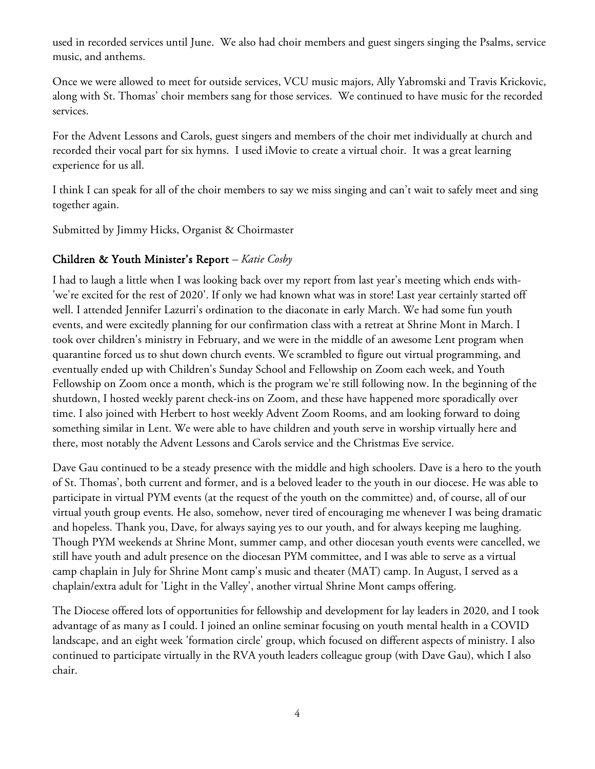used in recorded services until June. We also had choir members and guest singers singing the Psalms, service music, and anthems.

Once we were allowed to meet for outside services, VCU music majors, Ally Yabromski and Travis Krickovic, along with St. Thomas' choir members sang for those services. We continued to have music for the recorded services.

For the Advent Lessons and Carols, guest singers and members of the choir met individually at church and recorded their vocal part for six hymns. I used iMovie to create a virtual choir. It was a great learning experience for us all.

I think I can speak for all of the choir members to say we miss singing and can't wait to safely meet and sing together again.

Submitted by Jimmy Hicks, Organist & Choirmaster

## Children & Youth Minister's Report – *Katie Cosby*

I had to laugh a little when I was looking back over my report from last year's meeting which ends with- 'we're excited for the rest of 2020'. If only we had known what was in store! Last year certainly started off well. I attended Jennifer Lazurri's ordination to the diaconate in early March. We had some fun youth events, and were excitedly planning for our confirmation class with a retreat at Shrine Mont in March. I took over children's ministry in February, and we were in the middle of an awesome Lent program when quarantine forced us to shut down church events. We scrambled to figure out virtual programming, and eventually ended up with Children's Sunday School and Fellowship on Zoom each week, and Youth Fellowship on Zoom once a month, which is the program we're still following now. In the beginning of the shutdown, I hosted weekly parent check-ins on Zoom, and these have happened more sporadically over time. I also joined with Herbert to host weekly Advent Zoom Rooms, and am looking forward to doing something similar in Lent. We were able to have children and youth serve in worship virtually here and there, most notably the Advent Lessons and Carols service and the Christmas Eve service.

Dave Gau continued to be a steady presence with the middle and high schoolers. Dave is a hero to the youth of St. Thomas', both current and former, and is a beloved leader to the youth in our diocese. He was able to participate in virtual PYM events (at the request of the youth on the committee) and, of course, all of our virtual youth group events. He also, somehow, never tired of encouraging me whenever I was being dramatic and hopeless. Thank you, Dave, for always saying yes to our youth, and for always keeping me laughing. Though PYM weekends at Shrine Mont, summer camp, and other diocesan youth events were cancelled, we still have youth and adult presence on the diocesan PYM committee, and I was able to serve as a virtual camp chaplain in July for Shrine Mont camp's music and theater (MAT) camp. In August, I served as a chaplain/extra adult for 'Light in the Valley', another virtual Shrine Mont camps offering.

The Diocese offered lots of opportunities for fellowship and development for lay leaders in 2020, and I took advantage of as many as I could. I joined an online seminar focusing on youth mental health in a COVID landscape, and an eight week 'formation circle' group, which focused on different aspects of ministry. I also continued to participate virtually in the RVA youth leaders colleague group (with Dave Gau), which I also chair.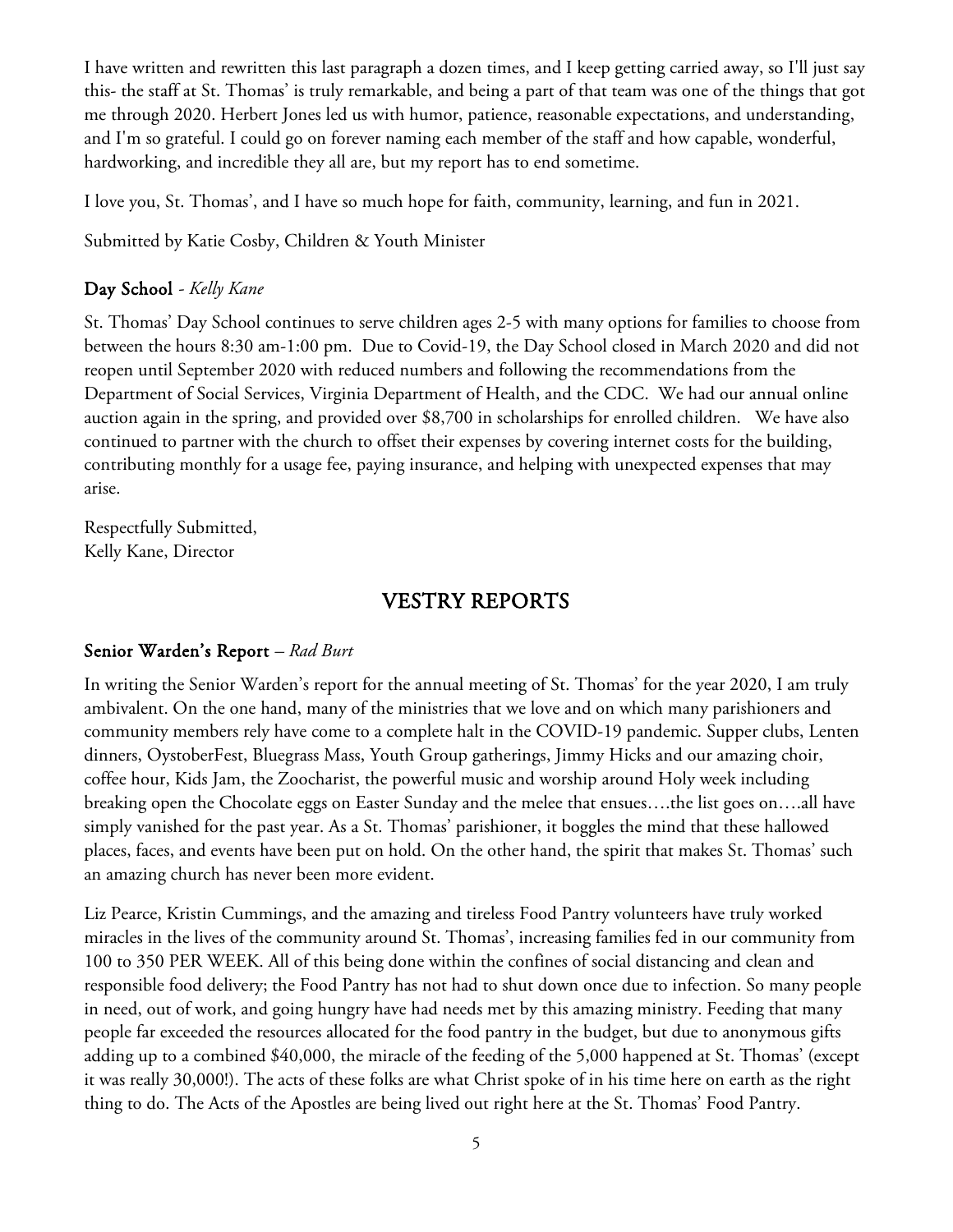I have written and rewritten this last paragraph a dozen times, and I keep getting carried away, so I'll just say this- the staff at St. Thomas' is truly remarkable, and being a part of that team was one of the things that got me through 2020. Herbert Jones led us with humor, patience, reasonable expectations, and understanding, and I'm so grateful. I could go on forever naming each member of the staff and how capable, wonderful, hardworking, and incredible they all are, but my report has to end sometime.

I love you, St. Thomas', and I have so much hope for faith, community, learning, and fun in 2021.

Submitted by Katie Cosby, Children & Youth Minister

### Day School - *Kelly Kane*

St. Thomas' Day School continues to serve children ages 2-5 with many options for families to choose from between the hours 8:30 am-1:00 pm. Due to Covid-19, the Day School closed in March 2020 and did not reopen until September 2020 with reduced numbers and following the recommendations from the Department of Social Services, Virginia Department of Health, and the CDC. We had our annual online auction again in the spring, and provided over $8,700 in scholarships for enrolled children. We have also continued to partner with the church to offset their expenses by covering internet costs for the building, contributing monthly for a usage fee, paying insurance, and helping with unexpected expenses that may arise.

Respectfully Submitted,
Kelly Kane, Director

## VESTRY REPORTS

### Senior Warden's Report – *Rad Burt*

In writing the Senior Warden's report for the annual meeting of St. Thomas' for the year 2020, I am truly ambivalent. On the one hand, many of the ministries that we love and on which many parishioners and community members rely have come to a complete halt in the COVID-19 pandemic. Supper clubs, Lenten dinners, OystoberFest, Bluegrass Mass, Youth Group gatherings, Jimmy Hicks and our amazing choir, coffee hour, Kids Jam, the Zoocharist, the powerful music and worship around Holy week including breaking open the Chocolate eggs on Easter Sunday and the melee that ensues….the list goes on….all have simply vanished for the past year. As a St. Thomas' parishioner, it boggles the mind that these hallowed places, faces, and events have been put on hold. On the other hand, the spirit that makes St. Thomas' such an amazing church has never been more evident.

Liz Pearce, Kristin Cummings, and the amazing and tireless Food Pantry volunteers have truly worked miracles in the lives of the community around St. Thomas', increasing families fed in our community from 100 to 350 PER WEEK. All of this being done within the confines of social distancing and clean and responsible food delivery; the Food Pantry has not had to shut down once due to infection. So many people in need, out of work, and going hungry have had needs met by this amazing ministry. Feeding that many people far exceeded the resources allocated for the food pantry in the budget, but due to anonymous gifts adding up to a combined $40,000, the miracle of the feeding of the 5,000 happened at St. Thomas' (except it was really 30,000!). The acts of these folks are what Christ spoke of in his time here on earth as the right thing to do. The Acts of the Apostles are being lived out right here at the St. Thomas' Food Pantry.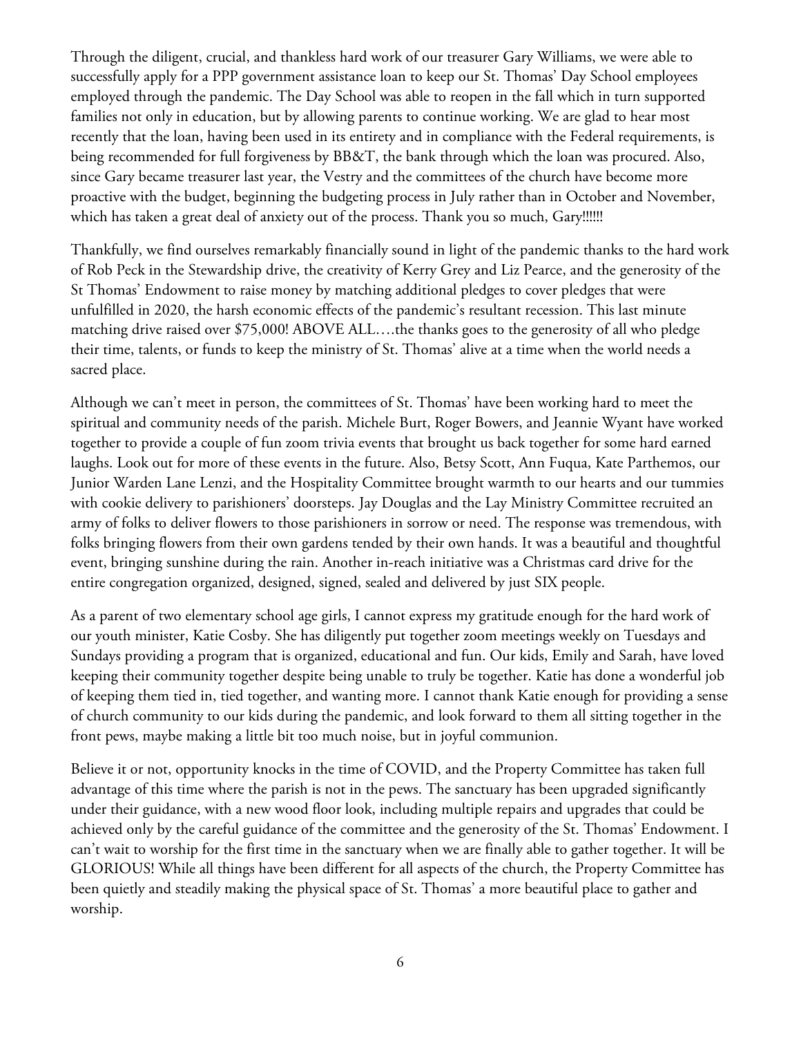Through the diligent, crucial, and thankless hard work of our treasurer Gary Williams, we were able to successfully apply for a PPP government assistance loan to keep our St. Thomas' Day School employees employed through the pandemic. The Day School was able to reopen in the fall which in turn supported families not only in education, but by allowing parents to continue working. We are glad to hear most recently that the loan, having been used in its entirety and in compliance with the Federal requirements, is being recommended for full forgiveness by BB&T, the bank through which the loan was procured. Also, since Gary became treasurer last year, the Vestry and the committees of the church have become more proactive with the budget, beginning the budgeting process in July rather than in October and November, which has taken a great deal of anxiety out of the process. Thank you so much, Gary!!!!!!

Thankfully, we find ourselves remarkably financially sound in light of the pandemic thanks to the hard work of Rob Peck in the Stewardship drive, the creativity of Kerry Grey and Liz Pearce, and the generosity of the St Thomas' Endowment to raise money by matching additional pledges to cover pledges that were unfulfilled in 2020, the harsh economic effects of the pandemic's resultant recession. This last minute matching drive raised over $75,000! ABOVE ALL….the thanks goes to the generosity of all who pledge their time, talents, or funds to keep the ministry of St. Thomas' alive at a time when the world needs a sacred place.

Although we can't meet in person, the committees of St. Thomas' have been working hard to meet the spiritual and community needs of the parish. Michele Burt, Roger Bowers, and Jeannie Wyant have worked together to provide a couple of fun zoom trivia events that brought us back together for some hard earned laughs. Look out for more of these events in the future. Also, Betsy Scott, Ann Fuqua, Kate Parthemos, our Junior Warden Lane Lenzi, and the Hospitality Committee brought warmth to our hearts and our tummies with cookie delivery to parishioners' doorsteps. Jay Douglas and the Lay Ministry Committee recruited an army of folks to deliver flowers to those parishioners in sorrow or need. The response was tremendous, with folks bringing flowers from their own gardens tended by their own hands. It was a beautiful and thoughtful event, bringing sunshine during the rain. Another in-reach initiative was a Christmas card drive for the entire congregation organized, designed, signed, sealed and delivered by just SIX people.

As a parent of two elementary school age girls, I cannot express my gratitude enough for the hard work of our youth minister, Katie Cosby. She has diligently put together zoom meetings weekly on Tuesdays and Sundays providing a program that is organized, educational and fun. Our kids, Emily and Sarah, have loved keeping their community together despite being unable to truly be together. Katie has done a wonderful job of keeping them tied in, tied together, and wanting more. I cannot thank Katie enough for providing a sense of church community to our kids during the pandemic, and look forward to them all sitting together in the front pews, maybe making a little bit too much noise, but in joyful communion.

Believe it or not, opportunity knocks in the time of COVID, and the Property Committee has taken full advantage of this time where the parish is not in the pews. The sanctuary has been upgraded significantly under their guidance, with a new wood floor look, including multiple repairs and upgrades that could be achieved only by the careful guidance of the committee and the generosity of the St. Thomas' Endowment. I can't wait to worship for the first time in the sanctuary when we are finally able to gather together. It will be GLORIOUS! While all things have been different for all aspects of the church, the Property Committee has been quietly and steadily making the physical space of St. Thomas' a more beautiful place to gather and worship.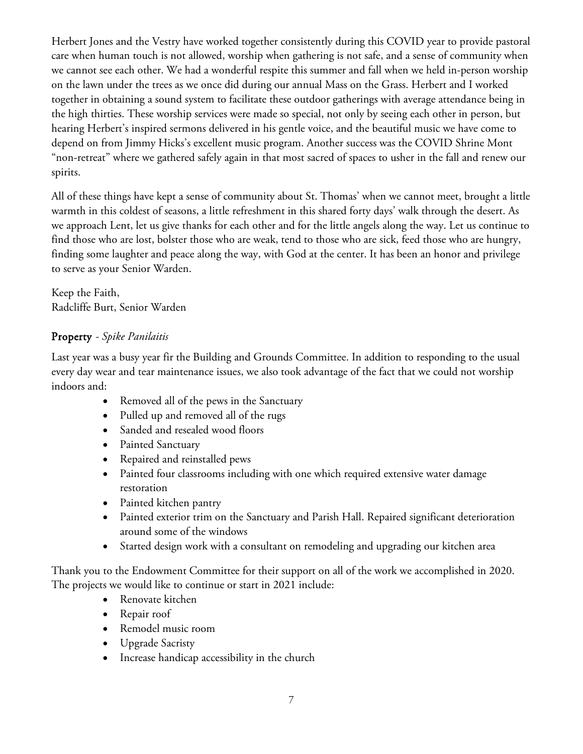Herbert Jones and the Vestry have worked together consistently during this COVID year to provide pastoral care when human touch is not allowed, worship when gathering is not safe, and a sense of community when we cannot see each other. We had a wonderful respite this summer and fall when we held in-person worship on the lawn under the trees as we once did during our annual Mass on the Grass. Herbert and I worked together in obtaining a sound system to facilitate these outdoor gatherings with average attendance being in the high thirties. These worship services were made so special, not only by seeing each other in person, but hearing Herbert's inspired sermons delivered in his gentle voice, and the beautiful music we have come to depend on from Jimmy Hicks's excellent music program. Another success was the COVID Shrine Mont "non-retreat" where we gathered safely again in that most sacred of spaces to usher in the fall and renew our spirits.

All of these things have kept a sense of community about St. Thomas' when we cannot meet, brought a little warmth in this coldest of seasons, a little refreshment in this shared forty days' walk through the desert. As we approach Lent, let us give thanks for each other and for the little angels along the way. Let us continue to find those who are lost, bolster those who are weak, tend to those who are sick, feed those who are hungry, finding some laughter and peace along the way, with God at the center. It has been an honor and privilege to serve as your Senior Warden.

Keep the Faith,
Radcliffe Burt, Senior Warden

## Property - *Spike Panilaitis*

Last year was a busy year fir the Building and Grounds Committee. In addition to responding to the usual every day wear and tear maintenance issues, we also took advantage of the fact that we could not worship indoors and:

- Removed all of the pews in the Sanctuary
- Pulled up and removed all of the rugs
- Sanded and resealed wood floors
- Painted Sanctuary
- Repaired and reinstalled pews
- Painted four classrooms including with one which required extensive water damage restoration
- Painted kitchen pantry
- Painted exterior trim on the Sanctuary and Parish Hall. Repaired significant deterioration around some of the windows
- Started design work with a consultant on remodeling and upgrading our kitchen area

Thank you to the Endowment Committee for their support on all of the work we accomplished in 2020. The projects we would like to continue or start in 2021 include:

- Renovate kitchen
- Repair roof
- Remodel music room
- Upgrade Sacristy
- Increase handicap accessibility in the church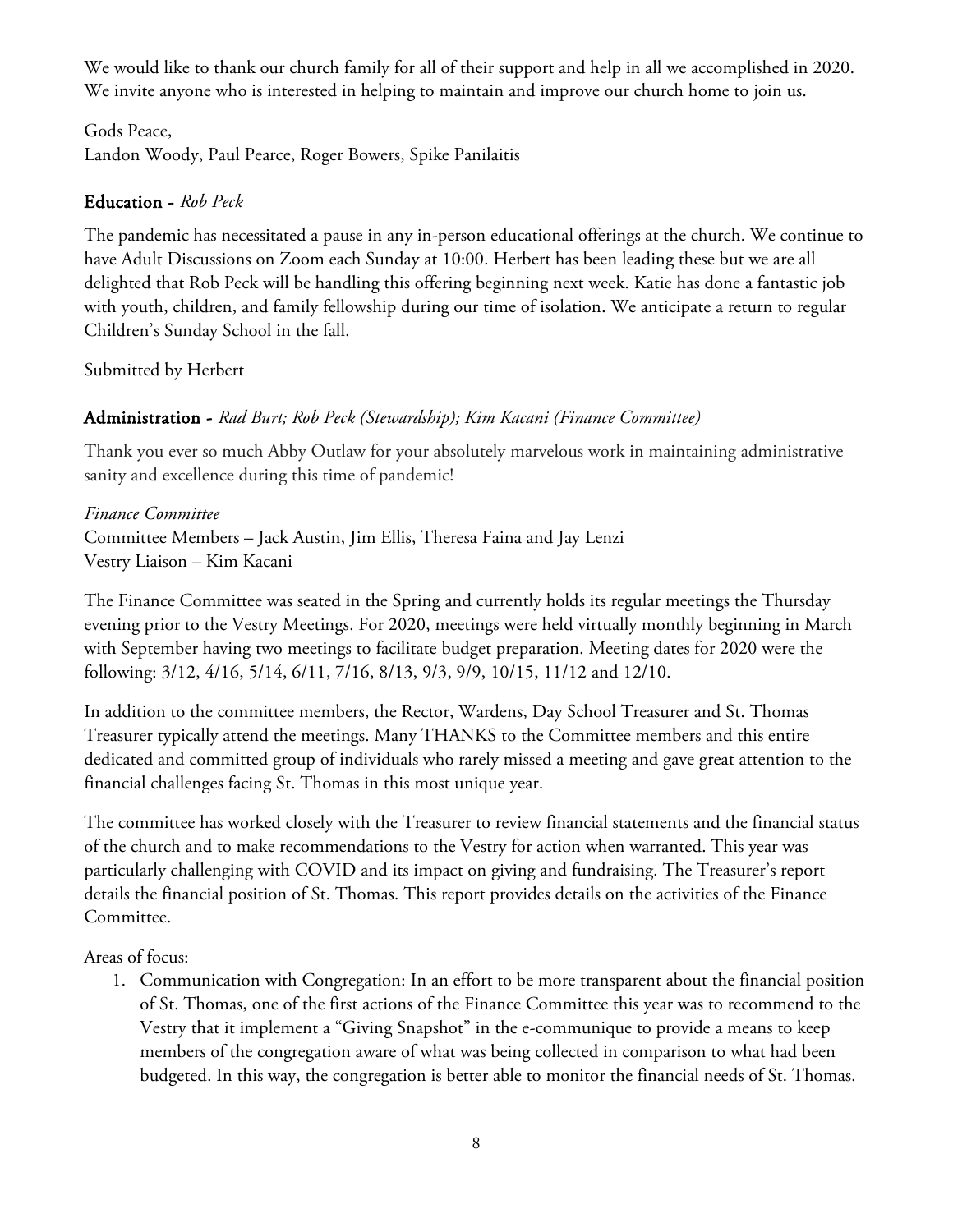We would like to thank our church family for all of their support and help in all we accomplished in 2020. We invite anyone who is interested in helping to maintain and improve our church home to join us.

Gods Peace,
Landon Woody, Paul Pearce, Roger Bowers, Spike Panilaitis

## Education - *Rob Peck*

The pandemic has necessitated a pause in any in-person educational offerings at the church. We continue to have Adult Discussions on Zoom each Sunday at 10:00. Herbert has been leading these but we are all delighted that Rob Peck will be handling this offering beginning next week. Katie has done a fantastic job with youth, children, and family fellowship during our time of isolation. We anticipate a return to regular Children's Sunday School in the fall.

Submitted by Herbert

## Administration - *Rad Burt; Rob Peck (Stewardship); Kim Kacani (Finance Committee)*

Thank you ever so much Abby Outlaw for your absolutely marvelous work in maintaining administrative sanity and excellence during this time of pandemic!

*Finance Committee*
Committee Members – Jack Austin, Jim Ellis, Theresa Faina and Jay Lenzi
Vestry Liaison – Kim Kacani

The Finance Committee was seated in the Spring and currently holds its regular meetings the Thursday evening prior to the Vestry Meetings. For 2020, meetings were held virtually monthly beginning in March with September having two meetings to facilitate budget preparation. Meeting dates for 2020 were the following: 3/12, 4/16, 5/14, 6/11, 7/16, 8/13, 9/3, 9/9, 10/15, 11/12 and 12/10.

In addition to the committee members, the Rector, Wardens, Day School Treasurer and St. Thomas Treasurer typically attend the meetings. Many THANKS to the Committee members and this entire dedicated and committed group of individuals who rarely missed a meeting and gave great attention to the financial challenges facing St. Thomas in this most unique year.

The committee has worked closely with the Treasurer to review financial statements and the financial status of the church and to make recommendations to the Vestry for action when warranted. This year was particularly challenging with COVID and its impact on giving and fundraising. The Treasurer's report details the financial position of St. Thomas. This report provides details on the activities of the Finance Committee.

Areas of focus:

1. Communication with Congregation: In an effort to be more transparent about the financial position of St. Thomas, one of the first actions of the Finance Committee this year was to recommend to the Vestry that it implement a "Giving Snapshot" in the e-communique to provide a means to keep members of the congregation aware of what was being collected in comparison to what had been budgeted. In this way, the congregation is better able to monitor the financial needs of St. Thomas.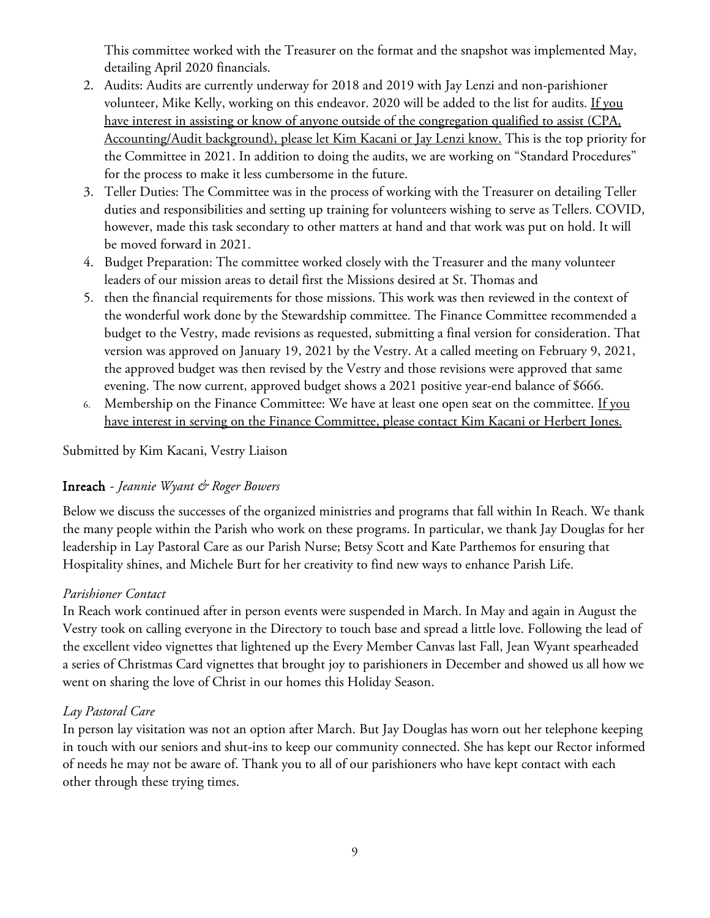This committee worked with the Treasurer on the format and the snapshot was implemented May, detailing April 2020 financials.

2. Audits: Audits are currently underway for 2018 and 2019 with Jay Lenzi and non-parishioner volunteer, Mike Kelly, working on this endeavor. 2020 will be added to the list for audits. <u>If you have interest in assisting or know of anyone outside of the congregation qualified to assist (CPA, Accounting/Audit background), please let Kim Kacani or Jay Lenzi know.</u> This is the top priority for the Committee in 2021. In addition to doing the audits, we are working on "Standard Procedures" for the process to make it less cumbersome in the future.
3. Teller Duties: The Committee was in the process of working with the Treasurer on detailing Teller duties and responsibilities and setting up training for volunteers wishing to serve as Tellers. COVID, however, made this task secondary to other matters at hand and that work was put on hold. It will be moved forward in 2021.
4. Budget Preparation: The committee worked closely with the Treasurer and the many volunteer leaders of our mission areas to detail first the Missions desired at St. Thomas and
5. then the financial requirements for those missions. This work was then reviewed in the context of the wonderful work done by the Stewardship committee. The Finance Committee recommended a budget to the Vestry, made revisions as requested, submitting a final version for consideration. That version was approved on January 19, 2021 by the Vestry. At a called meeting on February 9, 2021, the approved budget was then revised by the Vestry and those revisions were approved that same evening. The now current, approved budget shows a 2021 positive year-end balance of $666.
6. Membership on the Finance Committee: We have at least one open seat on the committee. <u>If you have interest in serving on the Finance Committee, please contact Kim Kacani or Herbert Jones.</u>

Submitted by Kim Kacani, Vestry Liaison

## Inreach - *Jeannie Wyant & Roger Bowers*

Below we discuss the successes of the organized ministries and programs that fall within In Reach. We thank the many people within the Parish who work on these programs. In particular, we thank Jay Douglas for her leadership in Lay Pastoral Care as our Parish Nurse; Betsy Scott and Kate Parthemos for ensuring that Hospitality shines, and Michele Burt for her creativity to find new ways to enhance Parish Life.

### *Parishioner Contact*

In Reach work continued after in person events were suspended in March. In May and again in August the Vestry took on calling everyone in the Directory to touch base and spread a little love. Following the lead of the excellent video vignettes that lightened up the Every Member Canvas last Fall, Jean Wyant spearheaded a series of Christmas Card vignettes that brought joy to parishioners in December and showed us all how we went on sharing the love of Christ in our homes this Holiday Season.

### *Lay Pastoral Care*

In person lay visitation was not an option after March. But Jay Douglas has worn out her telephone keeping in touch with our seniors and shut-ins to keep our community connected. She has kept our Rector informed of needs he may not be aware of. Thank you to all of our parishioners who have kept contact with each other through these trying times.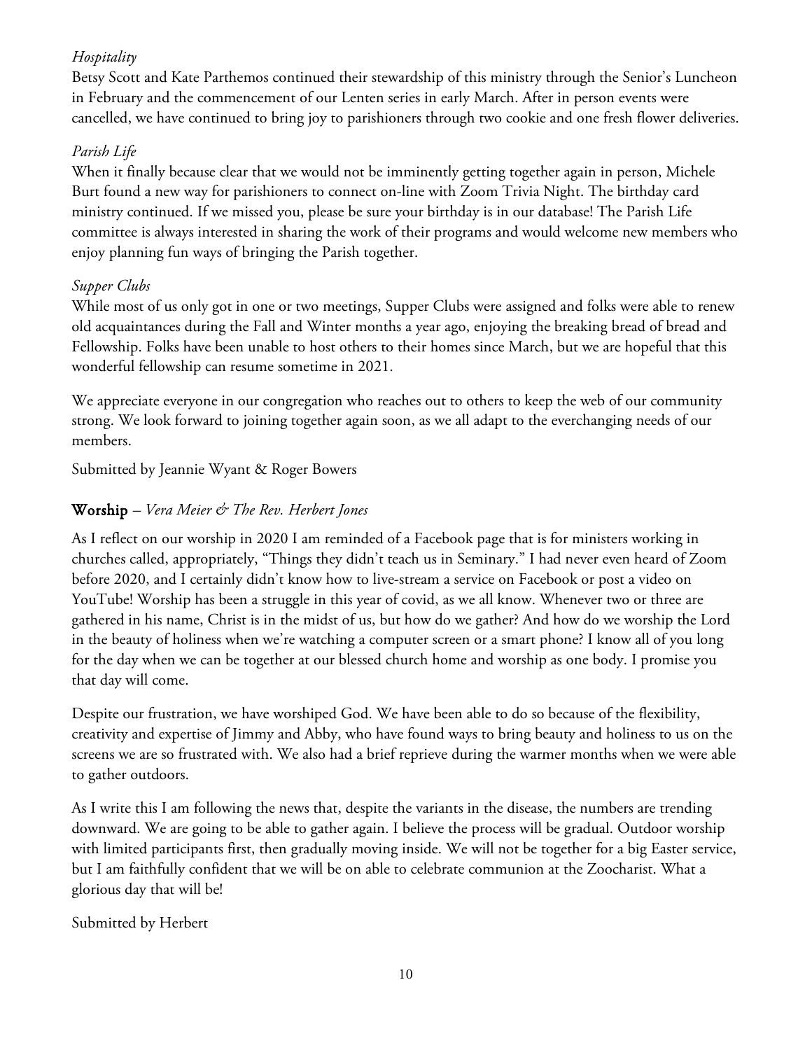*Hospitality*

Betsy Scott and Kate Parthemos continued their stewardship of this ministry through the Senior's Luncheon in February and the commencement of our Lenten series in early March. After in person events were cancelled, we have continued to bring joy to parishioners through two cookie and one fresh flower deliveries.

*Parish Life*

When it finally because clear that we would not be imminently getting together again in person, Michele Burt found a new way for parishioners to connect on-line with Zoom Trivia Night. The birthday card ministry continued. If we missed you, please be sure your birthday is in our database! The Parish Life committee is always interested in sharing the work of their programs and would welcome new members who enjoy planning fun ways of bringing the Parish together.

*Supper Clubs*

While most of us only got in one or two meetings, Supper Clubs were assigned and folks were able to renew old acquaintances during the Fall and Winter months a year ago, enjoying the breaking bread of bread and Fellowship. Folks have been unable to host others to their homes since March, but we are hopeful that this wonderful fellowship can resume sometime in 2021.

We appreciate everyone in our congregation who reaches out to others to keep the web of our community strong. We look forward to joining together again soon, as we all adapt to the everchanging needs of our members.

Submitted by Jeannie Wyant & Roger Bowers

## Worship – *Vera Meier & The Rev. Herbert Jones*

As I reflect on our worship in 2020 I am reminded of a Facebook page that is for ministers working in churches called, appropriately, "Things they didn't teach us in Seminary." I had never even heard of Zoom before 2020, and I certainly didn't know how to live-stream a service on Facebook or post a video on YouTube! Worship has been a struggle in this year of covid, as we all know. Whenever two or three are gathered in his name, Christ is in the midst of us, but how do we gather? And how do we worship the Lord in the beauty of holiness when we're watching a computer screen or a smart phone? I know all of you long for the day when we can be together at our blessed church home and worship as one body. I promise you that day will come.

Despite our frustration, we have worshiped God. We have been able to do so because of the flexibility, creativity and expertise of Jimmy and Abby, who have found ways to bring beauty and holiness to us on the screens we are so frustrated with. We also had a brief reprieve during the warmer months when we were able to gather outdoors.

As I write this I am following the news that, despite the variants in the disease, the numbers are trending downward. We are going to be able to gather again. I believe the process will be gradual. Outdoor worship with limited participants first, then gradually moving inside. We will not be together for a big Easter service, but I am faithfully confident that we will be on able to celebrate communion at the Zoocharist. What a glorious day that will be!

Submitted by Herbert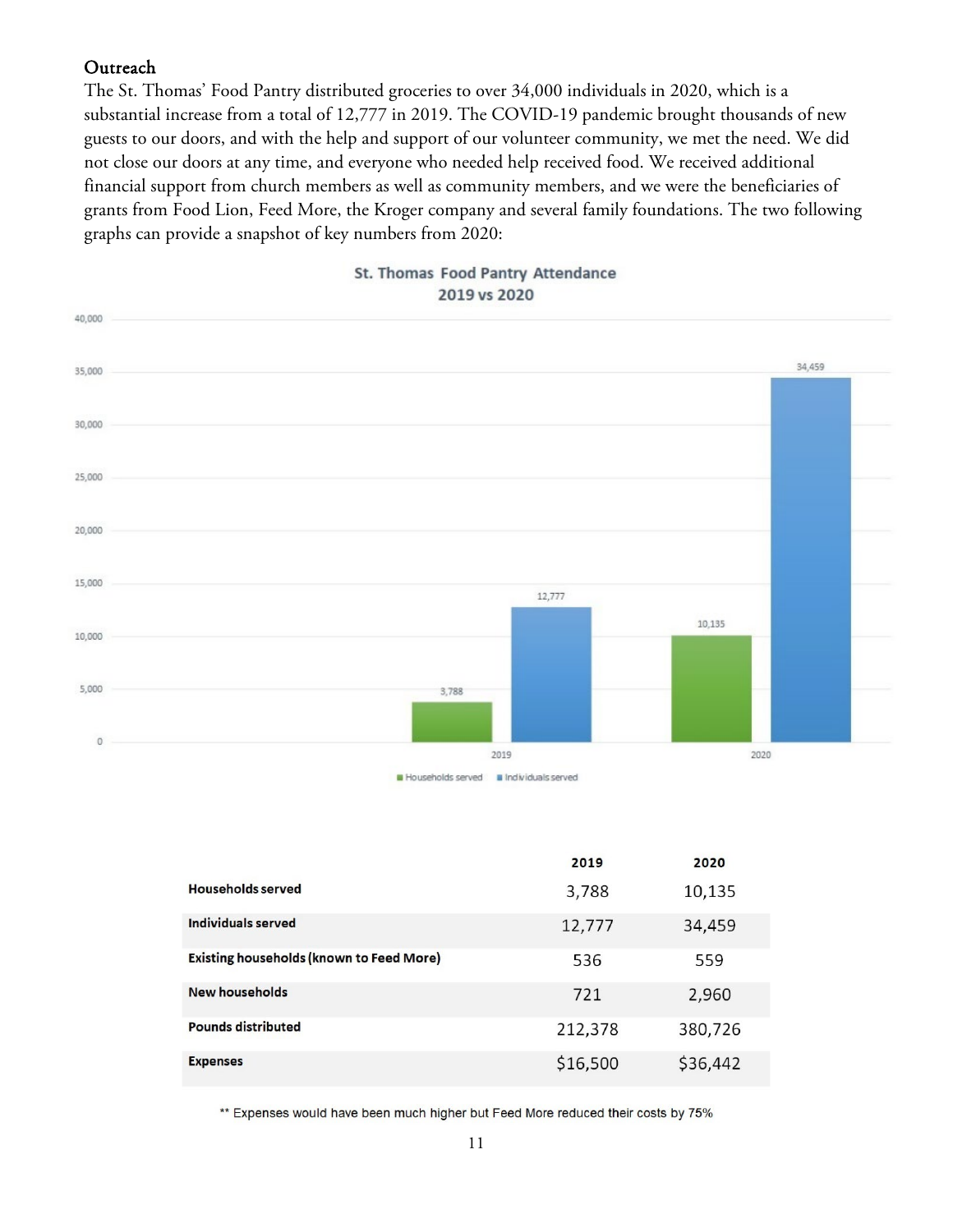## Outreach

The St. Thomas' Food Pantry distributed groceries to over 34,000 individuals in 2020, which is a substantial increase from a total of 12,777 in 2019. The COVID-19 pandemic brought thousands of new guests to our doors, and with the help and support of our volunteer community, we met the need. We did not close our doors at any time, and everyone who needed help received food. We received additional financial support from church members as well as community members, and we were the beneficiaries of grants from Food Lion, Feed More, the Kroger company and several family foundations. The two following graphs can provide a snapshot of key numbers from 2020:

**St. Thomas Food Pantry Attendance 2019 vs 2020**

| | Households served | Individuals served |
|---|---|---|
| 2019 | 3,788 | 12,777 |
| 2020 | 10,135 | 34,459 |

| | 2019 | 2020 |
|---|---|---|
| **Households served** | 3,788 | 10,135 |
| **Individuals served** | 12,777 | 34,459 |
| **Existing households (known to Feed More)** | 536 | 559 |
| **New households** | 721 | 2,960 |
| **Pounds distributed** | 212,378 | 380,726 |
| **Expenses** | $16,500 | $36,442 |

** Expenses would have been much higher but Feed More reduced their costs by 75%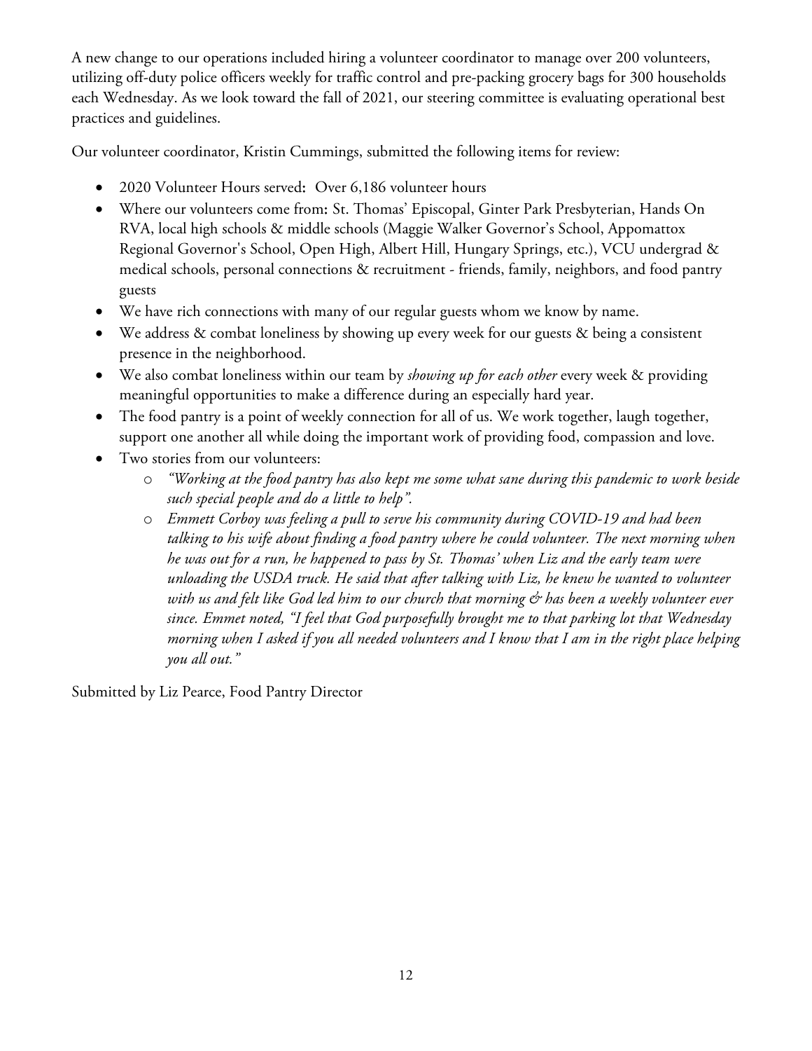A new change to our operations included hiring a volunteer coordinator to manage over 200 volunteers, utilizing off-duty police officers weekly for traffic control and pre-packing grocery bags for 300 households each Wednesday. As we look toward the fall of 2021, our steering committee is evaluating operational best practices and guidelines.

Our volunteer coordinator, Kristin Cummings, submitted the following items for review:

- 2020 Volunteer Hours served**:** Over 6,186 volunteer hours
- Where our volunteers come from**:** St. Thomas' Episcopal, Ginter Park Presbyterian, Hands On RVA, local high schools & middle schools (Maggie Walker Governor's School, Appomattox Regional Governor's School, Open High, Albert Hill, Hungary Springs, etc.), VCU undergrad & medical schools, personal connections & recruitment - friends, family, neighbors, and food pantry guests
- We have rich connections with many of our regular guests whom we know by name.
- We address & combat loneliness by showing up every week for our guests & being a consistent presence in the neighborhood.
- We also combat loneliness within our team by *showing up for each other* every week & providing meaningful opportunities to make a difference during an especially hard year.
- The food pantry is a point of weekly connection for all of us. We work together, laugh together, support one another all while doing the important work of providing food, compassion and love.
- Two stories from our volunteers:
  - *"Working at the food pantry has also kept me some what sane during this pandemic to work beside such special people and do a little to help".*
  - *Emmett Corboy was feeling a pull to serve his community during COVID-19 and had been talking to his wife about finding a food pantry where he could volunteer. The next morning when he was out for a run, he happened to pass by St. Thomas' when Liz and the early team were unloading the USDA truck. He said that after talking with Liz, he knew he wanted to volunteer with us and felt like God led him to our church that morning & has been a weekly volunteer ever since. Emmet noted, "I feel that God purposefully brought me to that parking lot that Wednesday morning when I asked if you all needed volunteers and I know that I am in the right place helping you all out."*

Submitted by Liz Pearce, Food Pantry Director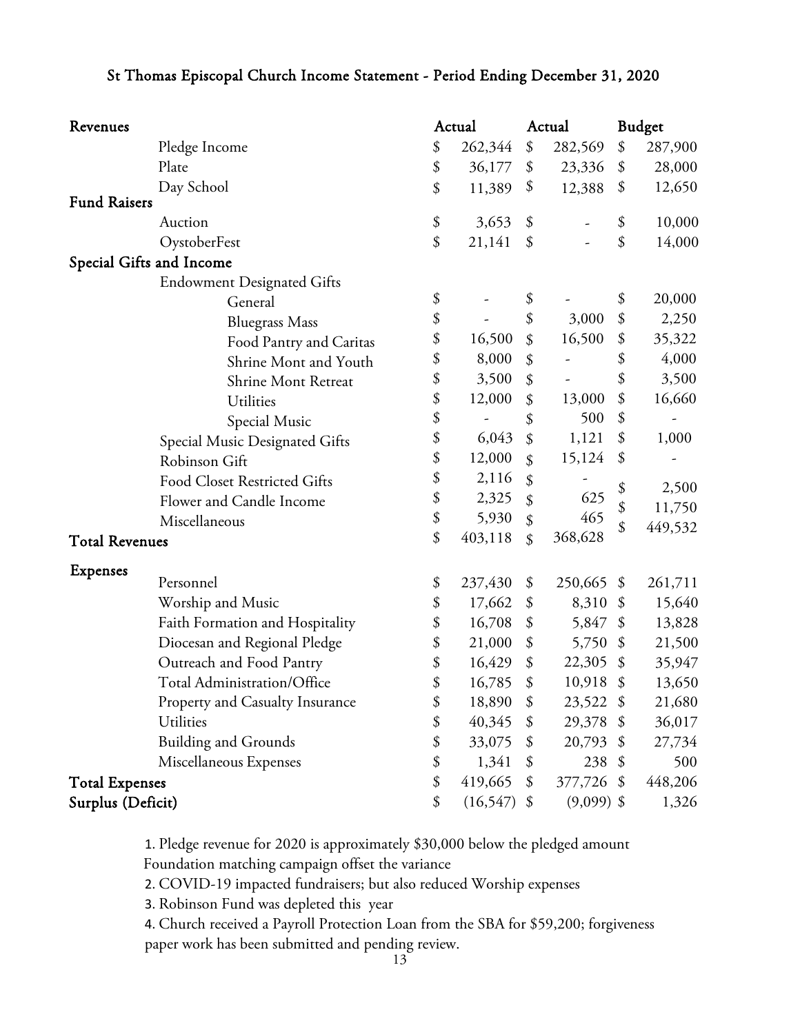# St Thomas Episcopal Church Income Statement - Period Ending December 31, 2020

| | | Actual | Actual | Budget |
|---|---|---|---|---|
| **Revenues** | | | | |
| | Pledge Income | $ 262,344 | $ 282,569 | $ 287,900 |
| | Plate | $ 36,177 | $ 23,336 | $ 28,000 |
| | Day School | $ 11,389 | $ 12,388 | $ 12,650 |
| **Fund Raisers** | | | | |
| | Auction | $ 3,653 | $ - | $ 10,000 |
| | OystoberFest | $ 21,141 | $ - | $ 14,000 |
| **Special Gifts and Income** | | | | |
| | Endowment Designated Gifts | | | |
| | General | $ - | $ - | $ 20,000 |
| | Bluegrass Mass | $ - | $ 3,000 | $ 2,250 |
| | Food Pantry and Caritas | $ 16,500 | $ 16,500 | $ 35,322 |
| | Shrine Mont and Youth | $ 8,000 | $ - | $ 4,000 |
| | Shrine Mont Retreat | $ 3,500 | $ - | $ 3,500 |
| | Utilities | $ 12,000 | $ 13,000 | $ 16,660 |
| | Special Music | $ - | $ 500 | $ - |
| | Special Music Designated Gifts | $ 6,043 | $ 1,121 | $ 1,000 |
| | Robinson Gift | $ 12,000 | $ 15,124 | $ - |
| | Food Closet Restricted Gifts | $ 2,116 | $ - | $ 2,500 |
| | Flower and Candle Income | $ 2,325 | $ 625 | $ 11,750 |
| | Miscellaneous | $ 5,930 | $ 465 | $ 449,532 |
| **Total Revenues** | | $ 403,118 | $ 368,628 | |
| **Expenses** | | | | |
| | Personnel | $ 237,430 | $ 250,665 | $ 261,711 |
| | Worship and Music | $ 17,662 | $ 8,310 | $ 15,640 |
| | Faith Formation and Hospitality | $ 16,708 | $ 5,847 | $ 13,828 |
| | Diocesan and Regional Pledge | $ 21,000 | $ 5,750 | $ 21,500 |
| | Outreach and Food Pantry | $ 16,429 | $ 22,305 | $ 35,947 |
| | Total Administration/Office | $ 16,785 | $ 10,918 | $ 13,650 |
| | Property and Casualty Insurance | $ 18,890 | $ 23,522 | $ 21,680 |
| | Utilities | $ 40,345 | $ 29,378 | $ 36,017 |
| | Building and Grounds | $ 33,075 | $ 20,793 | $ 27,734 |
| | Miscellaneous Expenses | $ 1,341 | $ 238 | $ 500 |
| **Total Expenses** | | $ 419,665 | $ 377,726 | $ 448,206 |
| **Surplus (Deficit)** | | $ (16,547) | $ (9,099) | $ 1,326 |

1. Pledge revenue for 2020 is approximately $30,000 below the pledged amount Foundation matching campaign offset the variance
2. COVID-19 impacted fundraisers; but also reduced Worship expenses
3. Robinson Fund was depleted this year
4. Church received a Payroll Protection Loan from the SBA for $59,200; forgiveness paper work has been submitted and pending review.